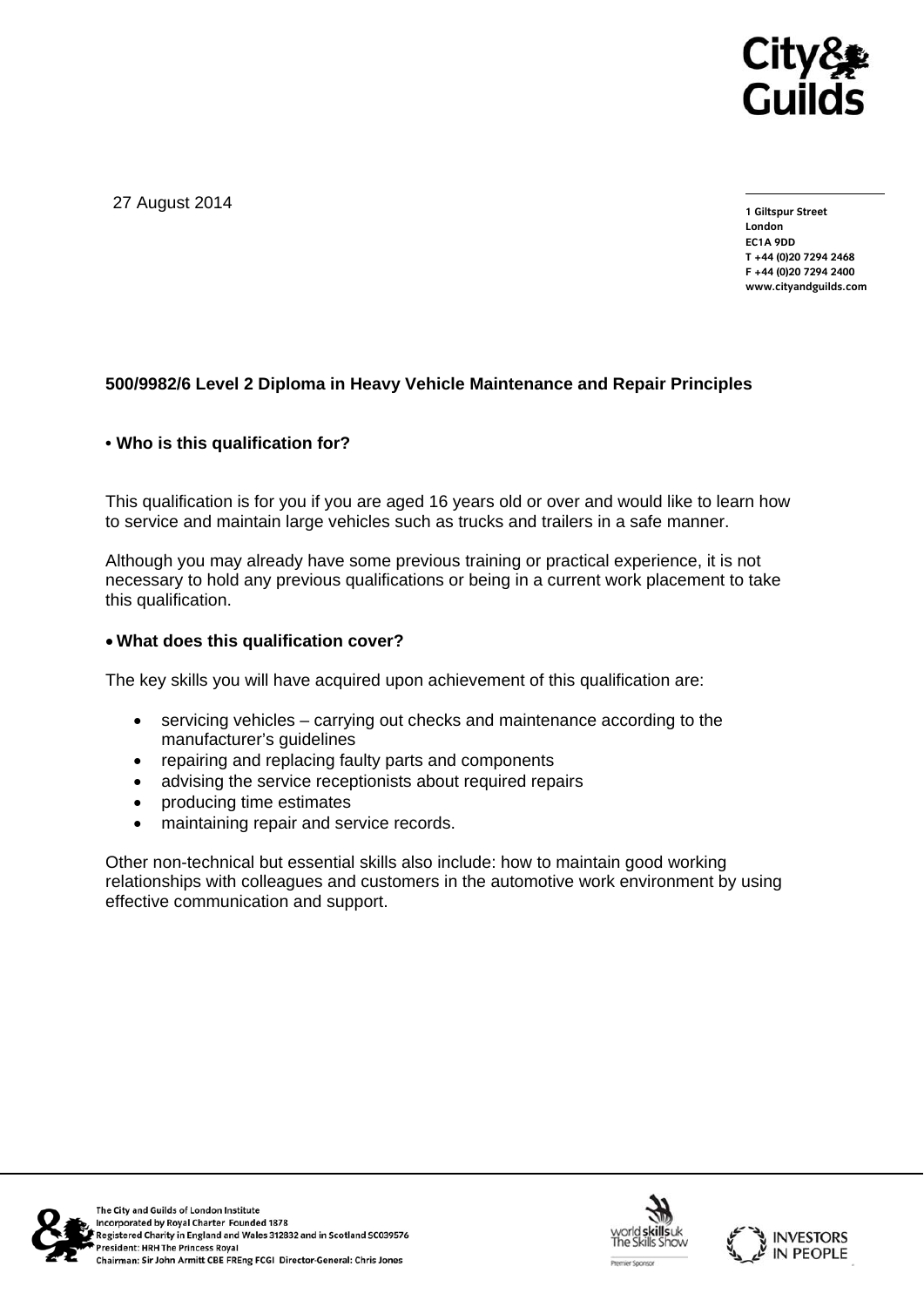27 August 2014

1 Giltspur Street
London
EC1A 9DD
T +44 (0)20 7294 2468
F +44 (0)20 7294 2400
www.cityandguilds.com

**500/9982/6 Level 2 Diploma in Heavy Vehicle Maintenance and Repair Principles**

**• Who is this qualification for?**

This qualification is for you if you are aged 16 years old or over and would like to learn how to service and maintain large vehicles such as trucks and trailers in a safe manner.

Although you may already have some previous training or practical experience, it is not necessary to hold any previous qualifications or being in a current work placement to take this qualification.

**• What does this qualification cover?**

The key skills you will have acquired upon achievement of this qualification are:

- servicing vehicles – carrying out checks and maintenance according to the manufacturer's guidelines
- repairing and replacing faulty parts and components
- advising the service receptionists about required repairs
- producing time estimates
- maintaining repair and service records.

Other non-technical but essential skills also include: how to maintain good working relationships with colleagues and customers in the automotive work environment by using effective communication and support.

The City and Guilds of London Institute
Incorporated by Royal Charter Founded 1878
Registered Charity in England and Wales 312832 and in Scotland SC039576
President: HRH The Princess Royal
Chairman: Sir John Armitt CBE FREng FCGI Director-General: Chris Jones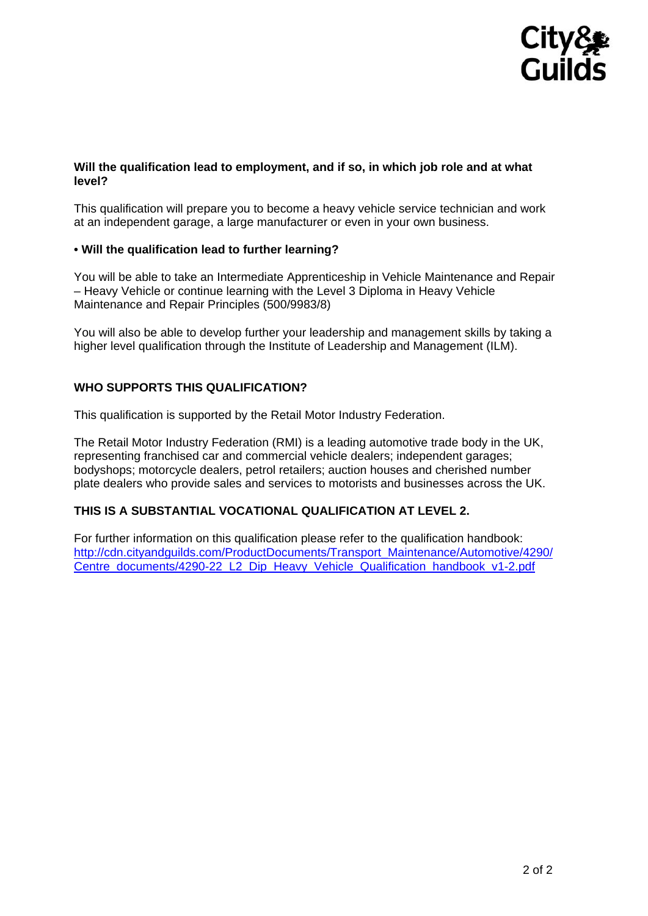**Will the qualification lead to employment, and if so, in which job role and at what level?**

This qualification will prepare you to become a heavy vehicle service technician and work at an independent garage, a large manufacturer or even in your own business.

**• Will the qualification lead to further learning?**

You will be able to take an Intermediate Apprenticeship in Vehicle Maintenance and Repair – Heavy Vehicle or continue learning with the Level 3 Diploma in Heavy Vehicle Maintenance and Repair Principles (500/9983/8)

You will also be able to develop further your leadership and management skills by taking a higher level qualification through the Institute of Leadership and Management (ILM).

## WHO SUPPORTS THIS QUALIFICATION?

This qualification is supported by the Retail Motor Industry Federation.

The Retail Motor Industry Federation (RMI) is a leading automotive trade body in the UK, representing franchised car and commercial vehicle dealers; independent garages; bodyshops; motorcycle dealers, petrol retailers; auction houses and cherished number plate dealers who provide sales and services to motorists and businesses across the UK.

## THIS IS A SUBSTANTIAL VOCATIONAL QUALIFICATION AT LEVEL 2.

For further information on this qualification please refer to the qualification handbook:
[http://cdn.cityandguilds.com/ProductDocuments/Transport_Maintenance/Automotive/4290/Centre_documents/4290-22_L2_Dip_Heavy_Vehicle_Qualification_handbook_v1-2.pdf](http://cdn.cityandguilds.com/ProductDocuments/Transport_Maintenance/Automotive/4290/Centre_documents/4290-22_L2_Dip_Heavy_Vehicle_Qualification_handbook_v1-2.pdf)